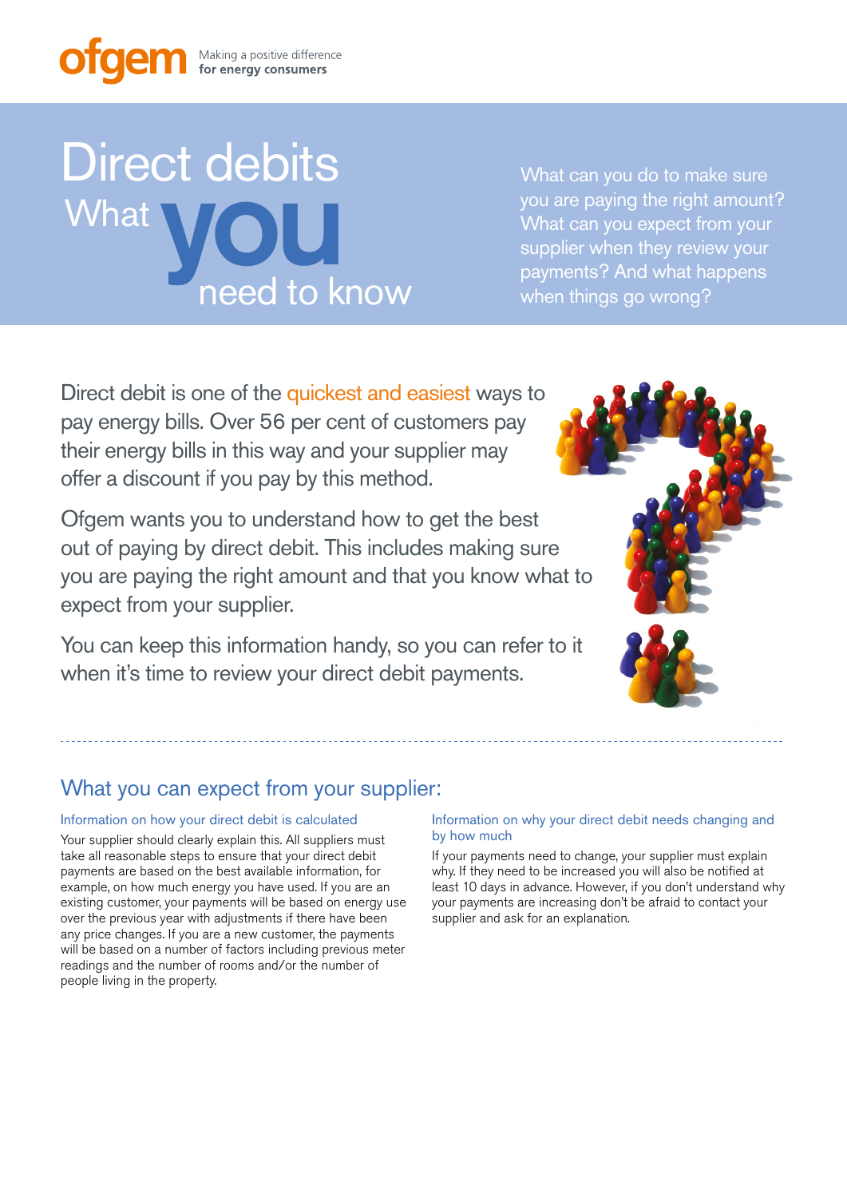ofgem Making a positive difference **for energy consumers**

# Direct debits What you need to know

What can you do to make sure you are paying the right amount? What can you expect from your supplier when they review your payments? And what happens when things go wrong?

Direct debit is one of the quickest and easiest ways to pay energy bills. Over 56 per cent of customers pay their energy bills in this way and your supplier may offer a discount if you pay by this method.

Ofgem wants you to understand how to get the best out of paying by direct debit. This includes making sure you are paying the right amount and that you know what to expect from your supplier.

You can keep this information handy, so you can refer to it when it's time to review your direct debit payments.

## What you can expect from your supplier:

### Information on how your direct debit is calculated

Your supplier should clearly explain this. All suppliers must take all reasonable steps to ensure that your direct debit payments are based on the best available information, for example, on how much energy you have used. If you are an existing customer, your payments will be based on energy use over the previous year with adjustments if there have been any price changes. If you are a new customer, the payments will be based on a number of factors including previous meter readings and the number of rooms and/or the number of people living in the property.

### Information on why your direct debit needs changing and by how much

If your payments need to change, your supplier must explain why. If they need to be increased you will also be notified at least 10 days in advance. However, if you don't understand why your payments are increasing don't be afraid to contact your supplier and ask for an explanation.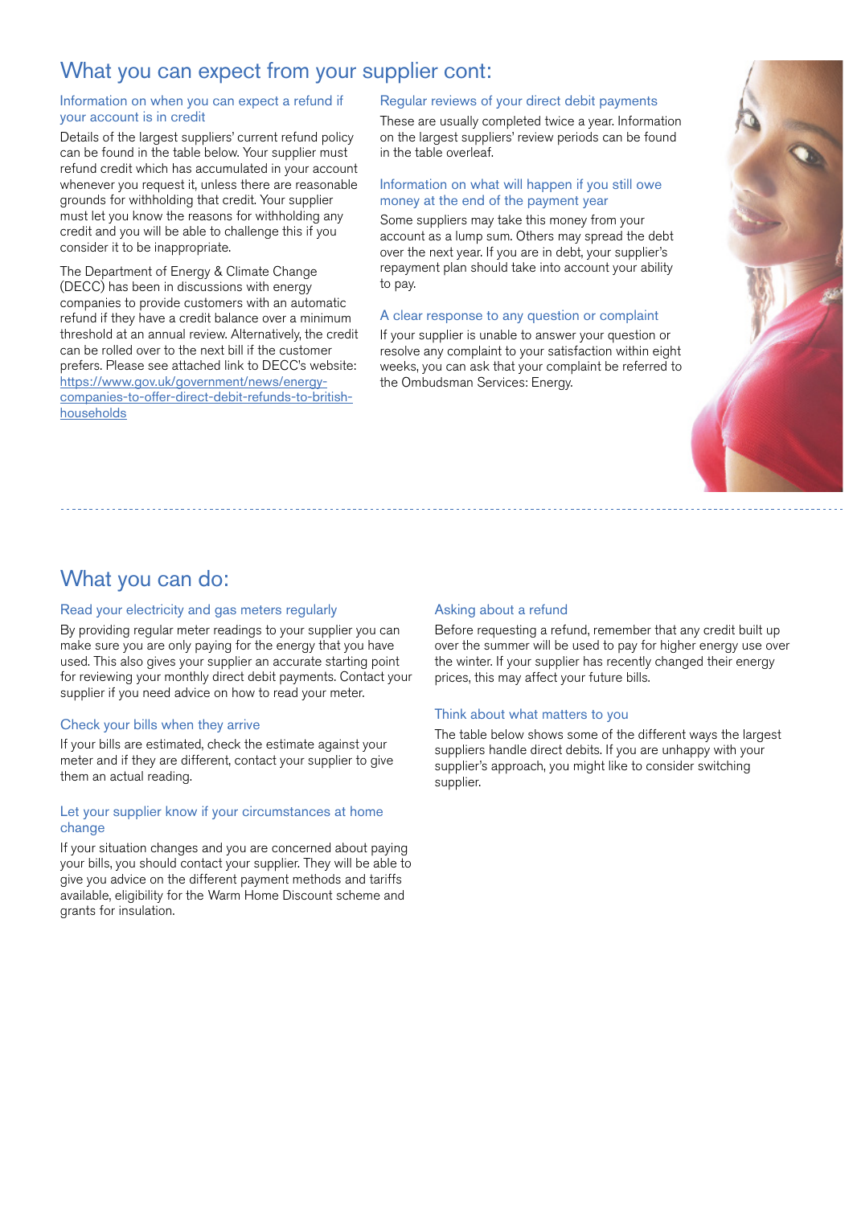# What you can expect from your supplier cont:

### Information on when you can expect a refund if your account is in credit

Details of the largest suppliers' current refund policy can be found in the table below. Your supplier must refund credit which has accumulated in your account whenever you request it, unless there are reasonable grounds for withholding that credit. Your supplier must let you know the reasons for withholding any credit and you will be able to challenge this if you consider it to be inappropriate.

The Department of Energy & Climate Change (DECC) has been in discussions with energy companies to provide customers with an automatic refund if they have a credit balance over a minimum threshold at an annual review. Alternatively, the credit can be rolled over to the next bill if the customer prefers. Please see attached link to DECC's website: https://www.gov.uk/government/news/energy-companies-to-offer-direct-debit-refunds-to-british-households

### Regular reviews of your direct debit payments

These are usually completed twice a year. Information on the largest suppliers' review periods can be found in the table overleaf.

### Information on what will happen if you still owe money at the end of the payment year

Some suppliers may take this money from your account as a lump sum. Others may spread the debt over the next year. If you are in debt, your supplier's repayment plan should take into account your ability to pay.

### A clear response to any question or complaint

If your supplier is unable to answer your question or resolve any complaint to your satisfaction within eight weeks, you can ask that your complaint be referred to the Ombudsman Services: Energy.

# What you can do:

### Read your electricity and gas meters regularly

By providing regular meter readings to your supplier you can make sure you are only paying for the energy that you have used. This also gives your supplier an accurate starting point for reviewing your monthly direct debit payments. Contact your supplier if you need advice on how to read your meter.

### Check your bills when they arrive

If your bills are estimated, check the estimate against your meter and if they are different, contact your supplier to give them an actual reading.

### Let your supplier know if your circumstances at home change

If your situation changes and you are concerned about paying your bills, you should contact your supplier. They will be able to give you advice on the different payment methods and tariffs available, eligibility for the Warm Home Discount scheme and grants for insulation.

### Asking about a refund

Before requesting a refund, remember that any credit built up over the summer will be used to pay for higher energy use over the winter. If your supplier has recently changed their energy prices, this may affect your future bills.

### Think about what matters to you

The table below shows some of the different ways the largest suppliers handle direct debits. If you are unhappy with your supplier's approach, you might like to consider switching supplier.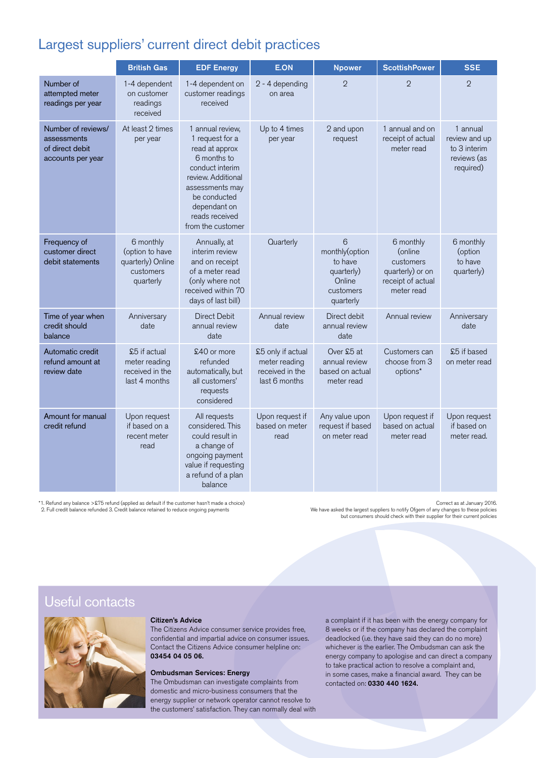## Largest suppliers' current direct debit practices

| | British Gas | EDF Energy | E.ON | Npower | ScottishPower | SSE |
|---|---|---|---|---|---|---|
| Number of attempted meter readings per year | 1-4 dependent on customer readings received | 1-4 dependent on customer readings received | 2 - 4 depending on area | 2 | 2 | 2 |
| Number of reviews/ assessments of direct debit accounts per year | At least 2 times per year | 1 annual review, 1 request for a read at approx 6 months to conduct interim review. Additional assessments may be conducted dependant on reads received from the customer | Up to 4 times per year | 2 and upon request | 1 annual and on receipt of actual meter read | 1 annual review and up to 3 interim reviews (as required) |
| Frequency of customer direct debit statements | 6 monthly (option to have quarterly) Online customers quarterly | Annually, at interim review and on receipt of a meter read (only where not received within 70 days of last bill) | Quarterly | 6 monthly(option to have quarterly) Online customers quarterly | 6 monthly (online customers quarterly) or on receipt of actual meter read | 6 monthly (option to have quarterly) |
| Time of year when credit should balance | Anniversary date | Direct Debit annual review date | Annual review date | Direct debit annual review date | Annual review | Anniversary date |
| Automatic credit refund amount at review date | £5 if actual meter reading received in the last 4 months | £40 or more refunded automatically, but all customers' requests considered | £5 only if actual meter reading received in the last 6 months | Over £5 at annual review based on actual meter read | Customers can choose from 3 options* | £5 if based on meter read |
| Amount for manual credit refund | Upon request if based on a recent meter read | All requests considered. This could result in a change of ongoing payment value if requesting a refund of a plan balance | Upon request if based on meter read | Any value upon request if based on meter read | Upon request if based on actual meter read | Upon request if based on meter read. |

*1. Refund any balance >£75 refund (applied as default if the customer hasn't made a choice)
2. Full credit balance refunded 3. Credit balance retained to reduce ongoing payments

Correct as at January 2016.
We have asked the largest suppliers to notify Ofgem of any changes to these policies but consumers should check with their supplier for their current policies

## Useful contacts

**Citizen's Advice**
The Citizens Advice consumer service provides free, confidential and impartial advice on consumer issues. Contact the Citizens Advice consumer helpline on: **03454 04 05 06.**

**Ombudsman Services: Energy**
The Ombudsman can investigate complaints from domestic and micro-business consumers that the energy supplier or network operator cannot resolve to the customers' satisfaction. They can normally deal with a complaint if it has been with the energy company for 8 weeks or if the company has declared the complaint deadlocked (i.e. they have said they can do no more) whichever is the earlier. The Ombudsman can ask the energy company to apologise and can direct a company to take practical action to resolve a complaint and, in some cases, make a financial award. They can be contacted on: **0330 440 1624.**